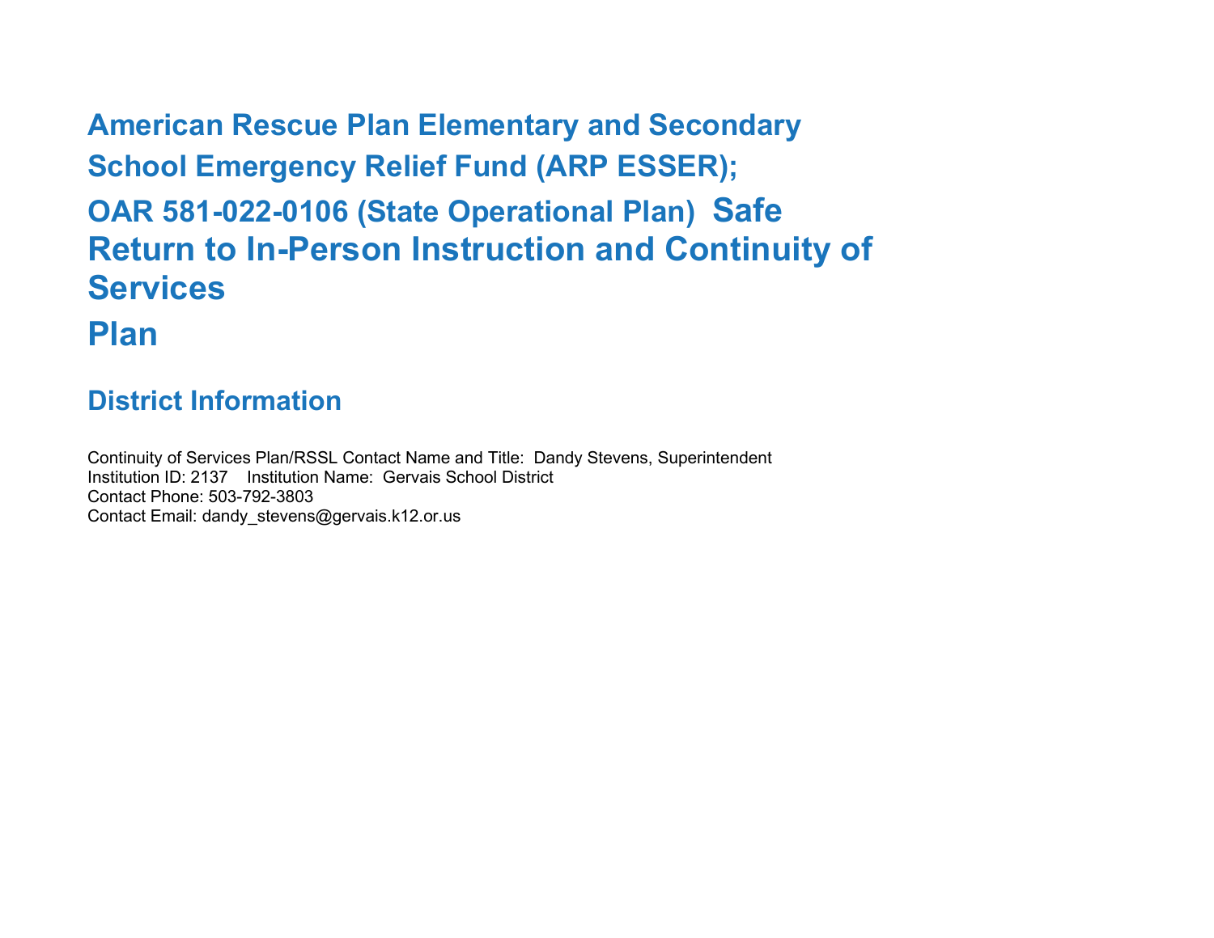# American Rescue Plan Elementary and Secondary School Emergency Relief Fund (ARP ESSER); OAR 581-022-0106 (State Operational Plan) Safe Return to In-Person Instruction and Continuity of Services Plan

## District Information

Continuity of Services Plan/RSSL Contact Name and Title: Dandy Stevens, Superintendent
Institution ID: 2137 Institution Name: Gervais School District
Contact Phone: 503-792-3803
Contact Email: dandy_stevens@gervais.k12.or.us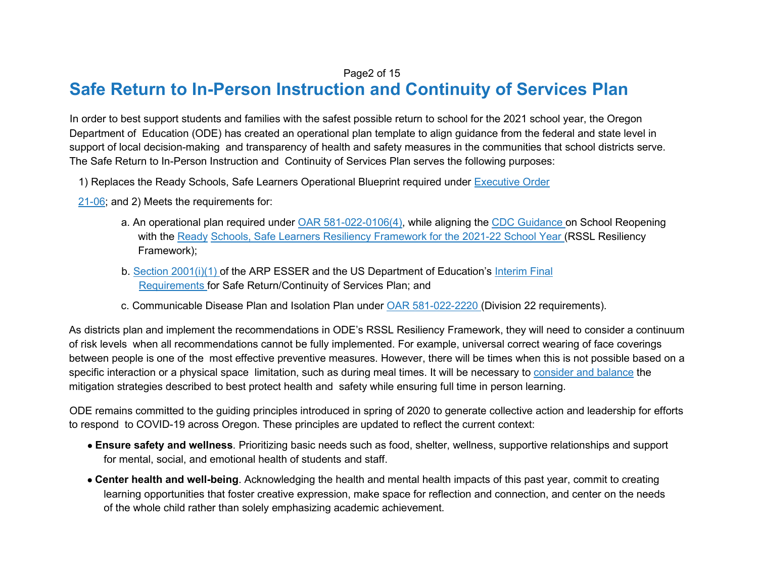# Safe Return to In-Person Instruction and Continuity of Services Plan

In order to best support students and families with the safest possible return to school for the 2021 school year, the Oregon Department of Education (ODE) has created an operational plan template to align guidance from the federal and state level in support of local decision-making and transparency of health and safety measures in the communities that school districts serve. The Safe Return to In-Person Instruction and Continuity of Services Plan serves the following purposes:

1) Replaces the Ready Schools, Safe Learners Operational Blueprint required under Executive Order 21-06; and 2) Meets the requirements for:

   a. An operational plan required under OAR 581-022-0106(4), while aligning the CDC Guidance on School Reopening with the Ready Schools, Safe Learners Resiliency Framework for the 2021-22 School Year (RSSL Resiliency Framework);

   b. Section 2001(i)(1) of the ARP ESSER and the US Department of Education's Interim Final Requirements for Safe Return/Continuity of Services Plan; and

   c. Communicable Disease Plan and Isolation Plan under OAR 581-022-2220 (Division 22 requirements).

As districts plan and implement the recommendations in ODE's RSSL Resiliency Framework, they will need to consider a continuum of risk levels when all recommendations cannot be fully implemented. For example, universal correct wearing of face coverings between people is one of the most effective preventive measures. However, there will be times when this is not possible based on a specific interaction or a physical space limitation, such as during meal times. It will be necessary to consider and balance the mitigation strategies described to best protect health and safety while ensuring full time in person learning.

ODE remains committed to the guiding principles introduced in spring of 2020 to generate collective action and leadership for efforts to respond to COVID-19 across Oregon. These principles are updated to reflect the current context:

- **Ensure safety and wellness**. Prioritizing basic needs such as food, shelter, wellness, supportive relationships and support for mental, social, and emotional health of students and staff.
- **Center health and well-being**. Acknowledging the health and mental health impacts of this past year, commit to creating learning opportunities that foster creative expression, make space for reflection and connection, and center on the needs of the whole child rather than solely emphasizing academic achievement.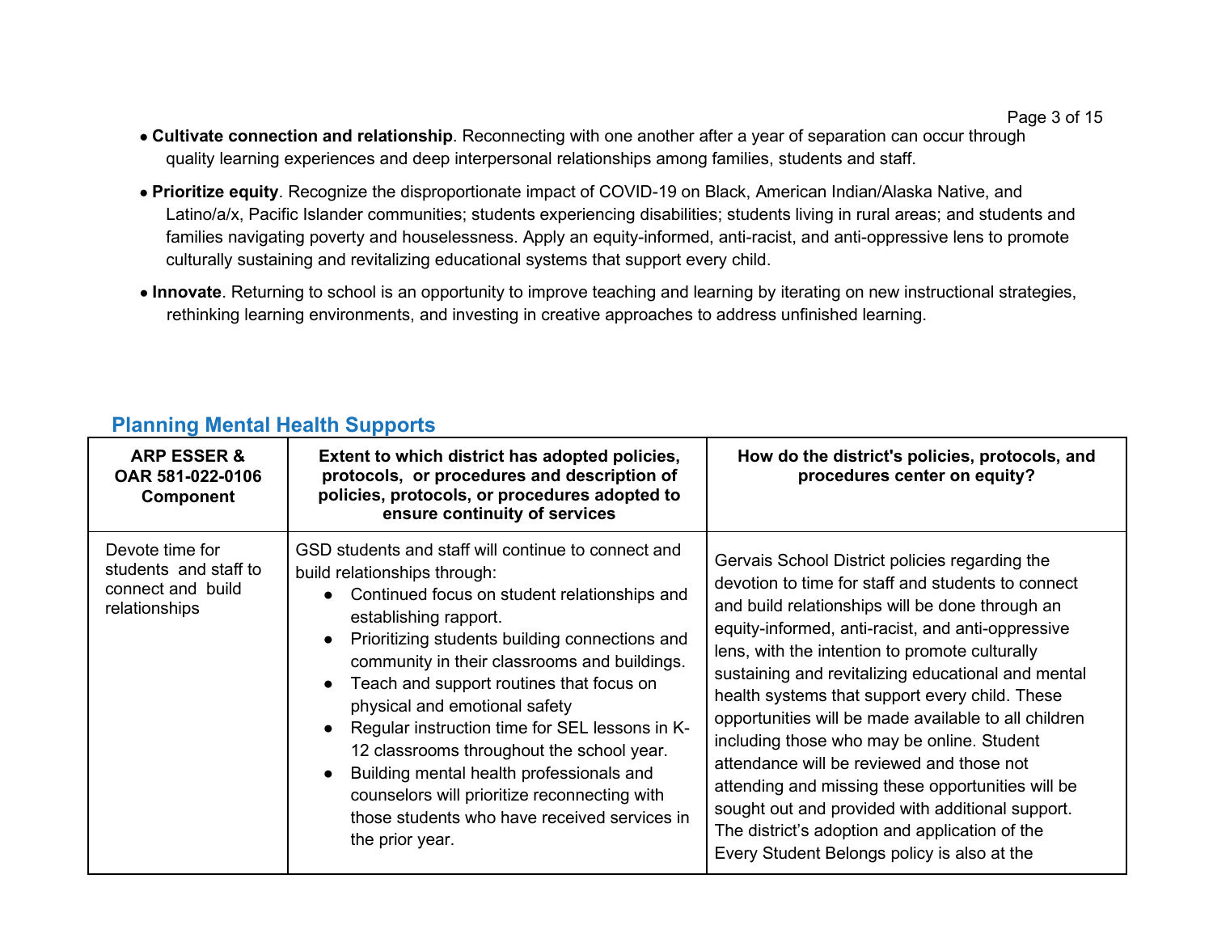- **Cultivate connection and relationship**. Reconnecting with one another after a year of separation can occur through quality learning experiences and deep interpersonal relationships among families, students and staff.
- **Prioritize equity**. Recognize the disproportionate impact of COVID-19 on Black, American Indian/Alaska Native, and Latino/a/x, Pacific Islander communities; students experiencing disabilities; students living in rural areas; and students and families navigating poverty and houselessness. Apply an equity-informed, anti-racist, and anti-oppressive lens to promote culturally sustaining and revitalizing educational systems that support every child.
- **Innovate**. Returning to school is an opportunity to improve teaching and learning by iterating on new instructional strategies, rethinking learning environments, and investing in creative approaches to address unfinished learning.

## Planning Mental Health Supports

| ARP ESSER & OAR 581-022-0106 Component | Extent to which district has adopted policies, protocols, or procedures and description of policies, protocols, or procedures adopted to ensure continuity of services | How do the district's policies, protocols, and procedures center on equity? |
|---|---|---|
| Devote time for students and staff to connect and build relationships | GSD students and staff will continue to connect and build relationships through:<br>• Continued focus on student relationships and establishing rapport.<br>• Prioritizing students building connections and community in their classrooms and buildings.<br>• Teach and support routines that focus on physical and emotional safety<br>• Regular instruction time for SEL lessons in K-12 classrooms throughout the school year.<br>• Building mental health professionals and counselors will prioritize reconnecting with those students who have received services in the prior year. | Gervais School District policies regarding the devotion to time for staff and students to connect and build relationships will be done through an equity-informed, anti-racist, and anti-oppressive lens, with the intention to promote culturally sustaining and revitalizing educational and mental health systems that support every child. These opportunities will be made available to all children including those who may be online. Student attendance will be reviewed and those not attending and missing these opportunities will be sought out and provided with additional support. The district's adoption and application of the Every Student Belongs policy is also at the |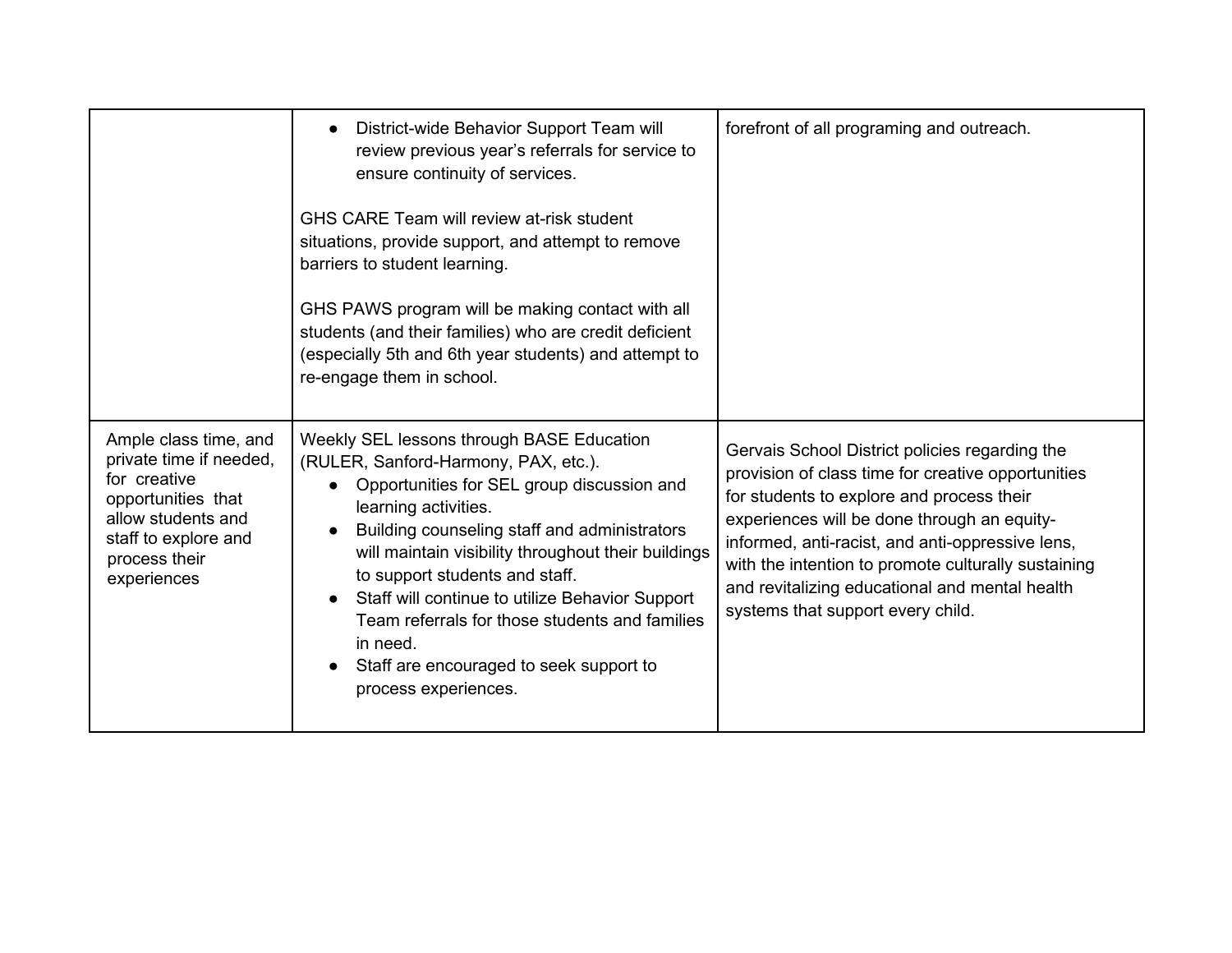| | | |
|---|---|---|
| | • District-wide Behavior Support Team will review previous year's referrals for service to ensure continuity of services.<br><br>GHS CARE Team will review at-risk student situations, provide support, and attempt to remove barriers to student learning.<br><br>GHS PAWS program will be making contact with all students (and their families) who are credit deficient (especially 5th and 6th year students) and attempt to re-engage them in school. | forefront of all programing and outreach. |
| Ample class time, and private time if needed, for creative opportunities that allow students and staff to explore and process their experiences | Weekly SEL lessons through BASE Education (RULER, Sanford-Harmony, PAX, etc.).<br>• Opportunities for SEL group discussion and learning activities.<br>• Building counseling staff and administrators will maintain visibility throughout their buildings to support students and staff.<br>• Staff will continue to utilize Behavior Support Team referrals for those students and families in need.<br>• Staff are encouraged to seek support to process experiences. | Gervais School District policies regarding the provision of class time for creative opportunities for students to explore and process their experiences will be done through an equity-informed, anti-racist, and anti-oppressive lens, with the intention to promote culturally sustaining and revitalizing educational and mental health systems that support every child. |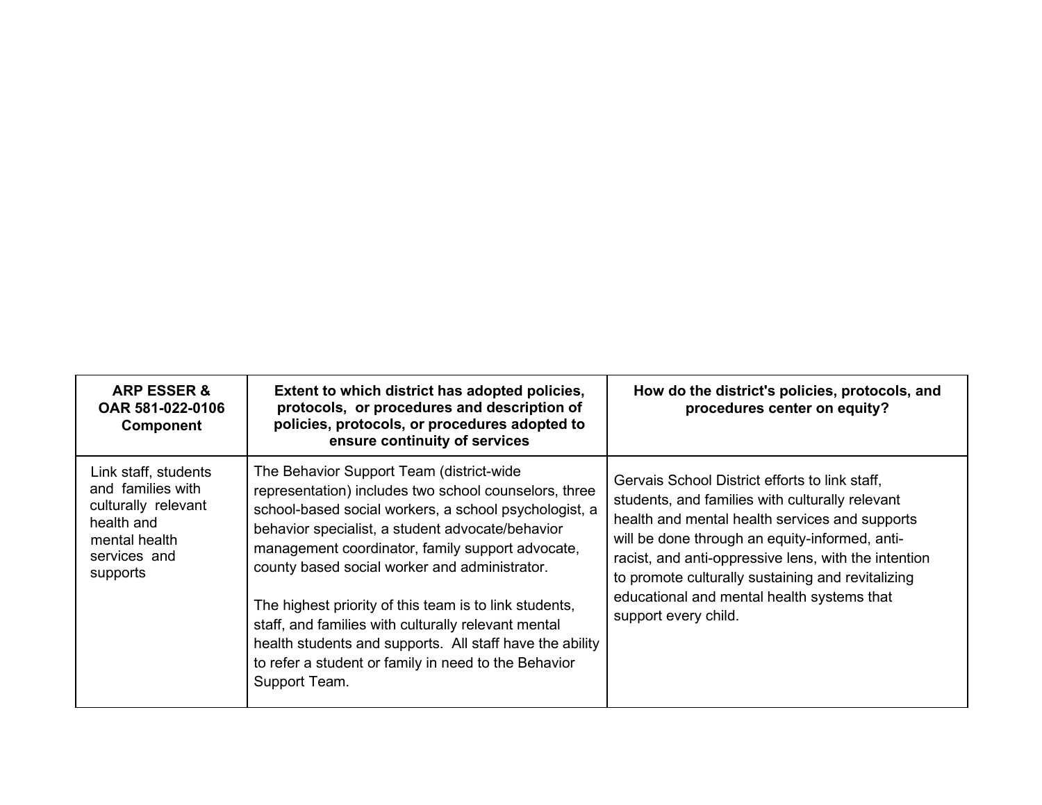| ARP ESSER & OAR 581-022-0106 Component | Extent to which district has adopted policies, protocols, or procedures and description of policies, protocols, or procedures adopted to ensure continuity of services | How do the district's policies, protocols, and procedures center on equity? |
|---|---|---|
| Link staff, students and families with culturally relevant health and mental health services and supports | The Behavior Support Team (district-wide representation) includes two school counselors, three school-based social workers, a school psychologist, a behavior specialist, a student advocate/behavior management coordinator, family support advocate, county based social worker and administrator.<br><br>The highest priority of this team is to link students, staff, and families with culturally relevant mental health students and supports. All staff have the ability to refer a student or family in need to the Behavior Support Team. | Gervais School District efforts to link staff, students, and families with culturally relevant health and mental health services and supports will be done through an equity-informed, anti-racist, and anti-oppressive lens, with the intention to promote culturally sustaining and revitalizing educational and mental health systems that support every child. |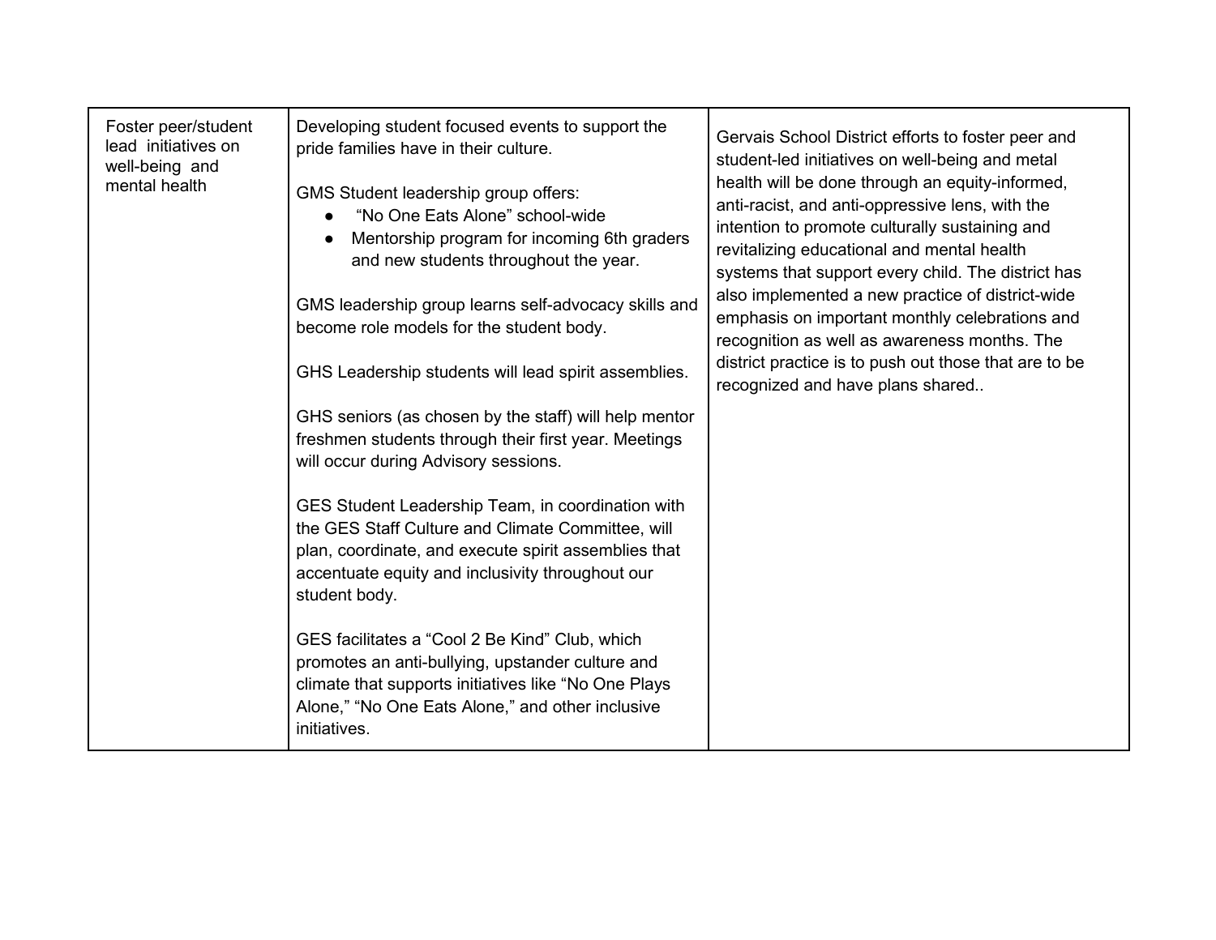| Foster peer/student lead initiatives on well-being and mental health | Developing student focused events to support the pride families have in their culture.<br><br>GMS Student leadership group offers:<br>• "No One Eats Alone" school-wide<br>• Mentorship program for incoming 6th graders and new students throughout the year.<br><br>GMS leadership group learns self-advocacy skills and become role models for the student body.<br><br>GHS Leadership students will lead spirit assemblies.<br><br>GHS seniors (as chosen by the staff) will help mentor freshmen students through their first year. Meetings will occur during Advisory sessions.<br><br>GES Student Leadership Team, in coordination with the GES Staff Culture and Climate Committee, will plan, coordinate, and execute spirit assemblies that accentuate equity and inclusivity throughout our student body.<br><br>GES facilitates a "Cool 2 Be Kind" Club, which promotes an anti-bullying, upstander culture and climate that supports initiatives like "No One Plays Alone," "No One Eats Alone," and other inclusive initiatives. | Gervais School District efforts to foster peer and student-led initiatives on well-being and metal health will be done through an equity-informed, anti-racist, and anti-oppressive lens, with the intention to promote culturally sustaining and revitalizing educational and mental health systems that support every child. The district has also implemented a new practice of district-wide emphasis on important monthly celebrations and recognition as well as awareness months. The district practice is to push out those that are to be recognized and have plans shared.. |
|---|---|---|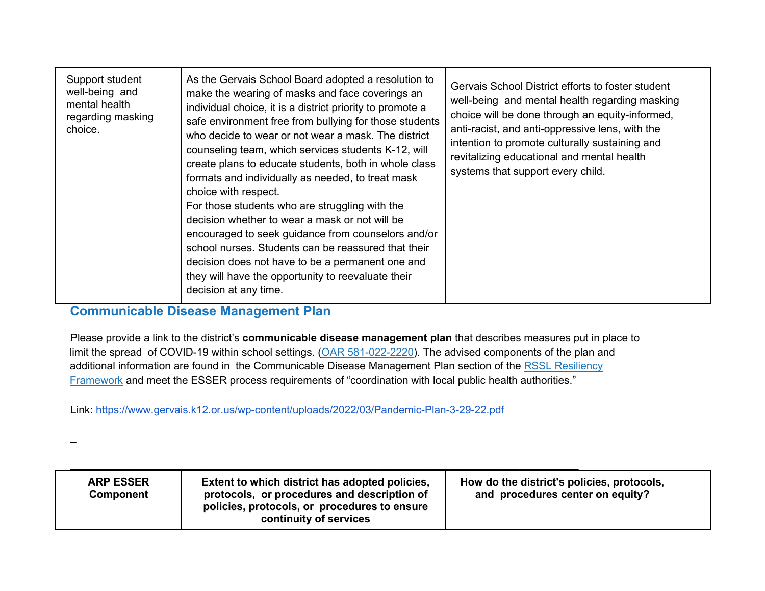| | | |
|---|---|---|
| Support student well-being and mental health regarding masking choice. | As the Gervais School Board adopted a resolution to make the wearing of masks and face coverings an individual choice, it is a district priority to promote a safe environment free from bullying for those students who decide to wear or not wear a mask. The district counseling team, which services students K-12, will create plans to educate students, both in whole class formats and individually as needed, to treat mask choice with respect.<br>For those students who are struggling with the decision whether to wear a mask or not will be encouraged to seek guidance from counselors and/or school nurses. Students can be reassured that their decision does not have to be a permanent one and they will have the opportunity to reevaluate their decision at any time. | Gervais School District efforts to foster student well-being and mental health regarding masking choice will be done through an equity-informed, anti-racist, and anti-oppressive lens, with the intention to promote culturally sustaining and revitalizing educational and mental health systems that support every child. |

## Communicable Disease Management Plan

Please provide a link to the district's **communicable disease management plan** that describes measures put in place to limit the spread of COVID-19 within school settings. (OAR 581-022-2220). The advised components of the plan and additional information are found in the Communicable Disease Management Plan section of the RSSL Resiliency Framework and meet the ESSER process requirements of "coordination with local public health authorities."

Link: https://www.gervais.k12.or.us/wp-content/uploads/2022/03/Pandemic-Plan-3-29-22.pdf

_

| ARP ESSER Component | Extent to which district has adopted policies, protocols, or procedures and description of policies, protocols, or procedures to ensure continuity of services | How do the district's policies, protocols, and procedures center on equity? |
|---|---|---|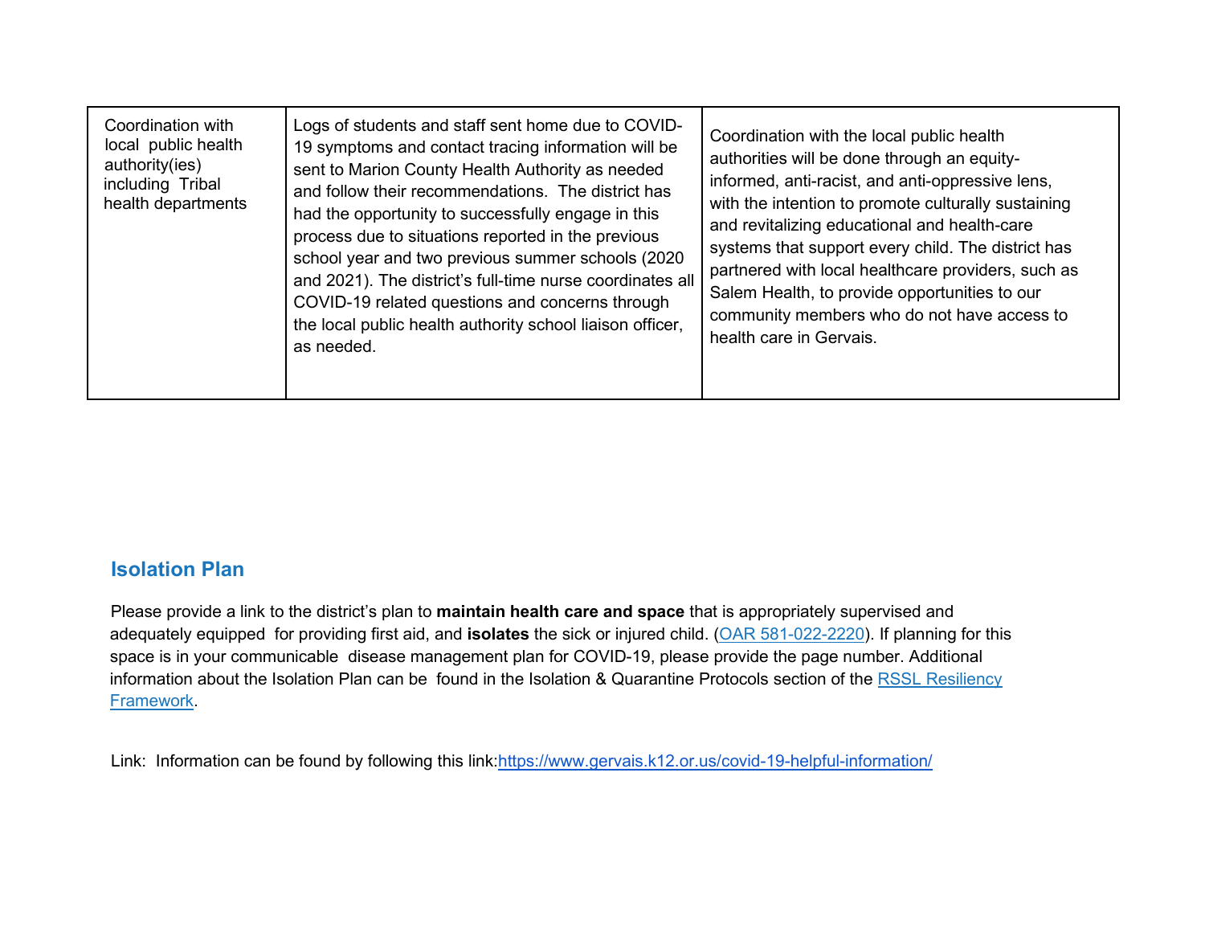| Coordination with local public health authority(ies) including Tribal health departments | Logs of students and staff sent home due to COVID-19 symptoms and contact tracing information will be sent to Marion County Health Authority as needed and follow their recommendations. The district has had the opportunity to successfully engage in this process due to situations reported in the previous school year and two previous summer schools (2020 and 2021). The district's full-time nurse coordinates all COVID-19 related questions and concerns through the local public health authority school liaison officer, as needed. | Coordination with the local public health authorities will be done through an equity-informed, anti-racist, and anti-oppressive lens, with the intention to promote culturally sustaining and revitalizing educational and health-care systems that support every child. The district has partnered with local healthcare providers, such as Salem Health, to provide opportunities to our community members who do not have access to health care in Gervais. |
|---|---|---|

## Isolation Plan

Please provide a link to the district's plan to **maintain health care and space** that is appropriately supervised and adequately equipped for providing first aid, and **isolates** the sick or injured child. (OAR 581-022-2220). If planning for this space is in your communicable disease management plan for COVID-19, please provide the page number. Additional information about the Isolation Plan can be found in the Isolation & Quarantine Protocols section of the RSSL Resiliency Framework.

Link: Information can be found by following this link:https://www.gervais.k12.or.us/covid-19-helpful-information/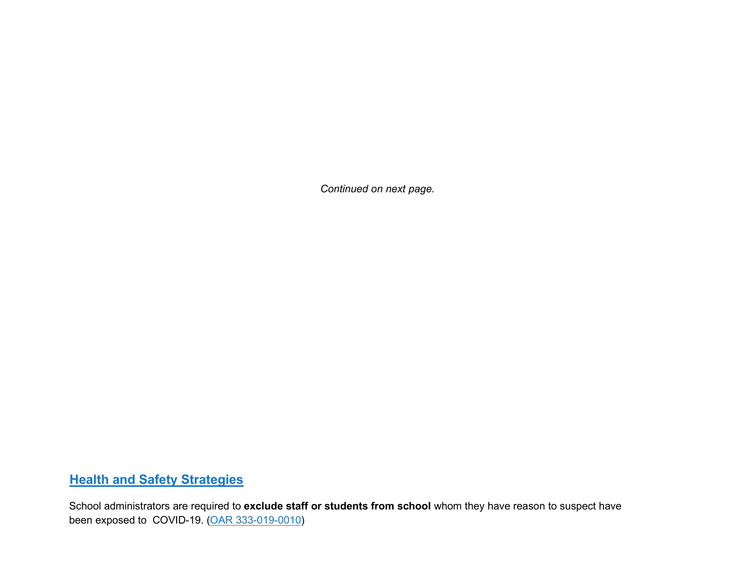*Continued on next page.*

## [Health and Safety Strategies]

School administrators are required to **exclude staff or students from school** whom they have reason to suspect have been exposed to COVID-19. ([OAR 333-019-0010])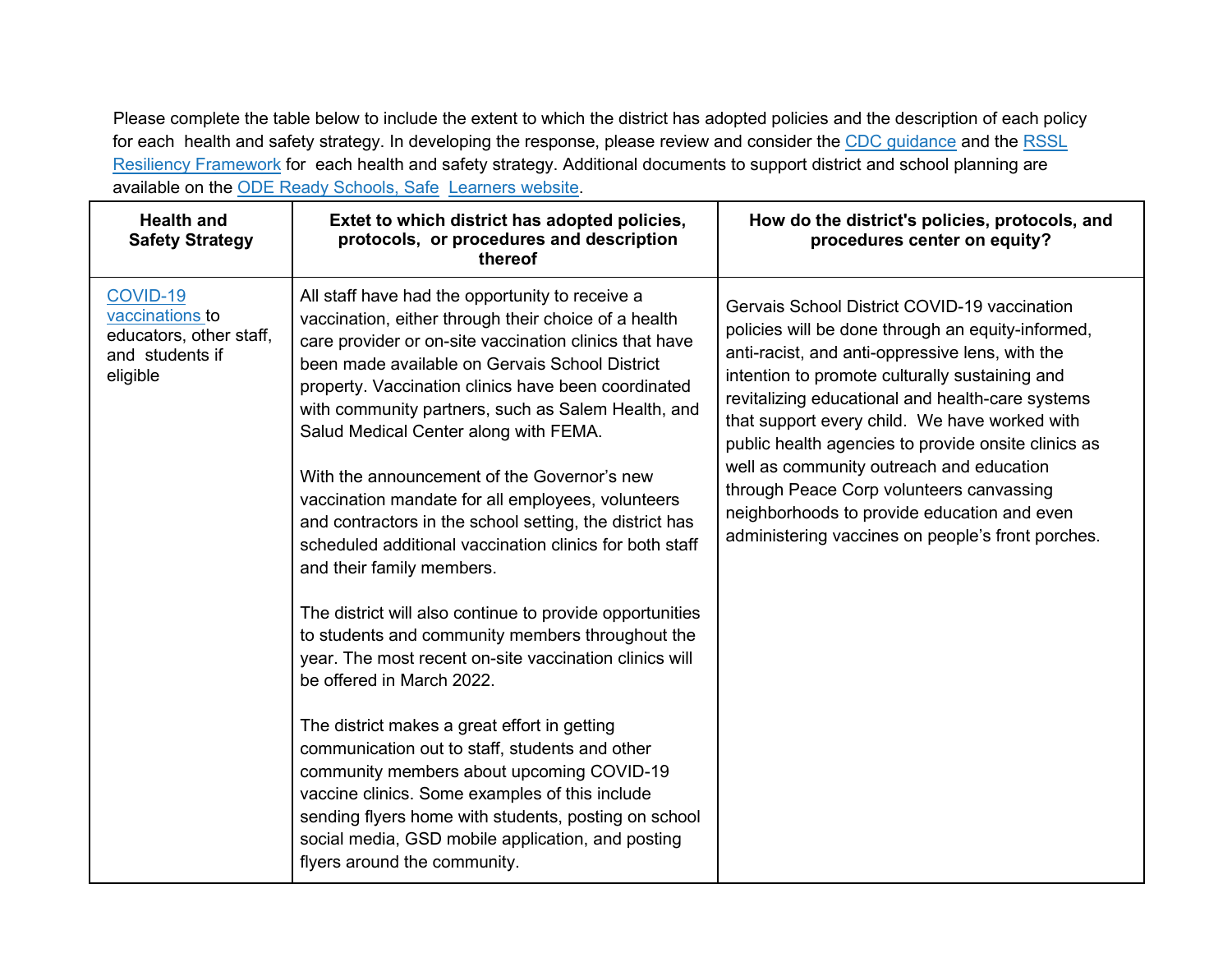Please complete the table below to include the extent to which the district has adopted policies and the description of each policy for each health and safety strategy. In developing the response, please review and consider the CDC guidance and the RSSL Resiliency Framework for each health and safety strategy. Additional documents to support district and school planning are available on the ODE Ready Schools, Safe Learners website.

| Health and Safety Strategy | Extet to which district has adopted policies, protocols, or procedures and description thereof | How do the district's policies, protocols, and procedures center on equity? |
|---|---|---|
| COVID-19 vaccinations to educators, other staff, and students if eligible | All staff have had the opportunity to receive a vaccination, either through their choice of a health care provider or on-site vaccination clinics that have been made available on Gervais School District property. Vaccination clinics have been coordinated with community partners, such as Salem Health, and Salud Medical Center along with FEMA.<br><br>With the announcement of the Governor's new vaccination mandate for all employees, volunteers and contractors in the school setting, the district has scheduled additional vaccination clinics for both staff and their family members.<br><br>The district will also continue to provide opportunities to students and community members throughout the year. The most recent on-site vaccination clinics will be offered in March 2022.<br><br>The district makes a great effort in getting communication out to staff, students and other community members about upcoming COVID-19 vaccine clinics. Some examples of this include sending flyers home with students, posting on school social media, GSD mobile application, and posting flyers around the community. | Gervais School District COVID-19 vaccination policies will be done through an equity-informed, anti-racist, and anti-oppressive lens, with the intention to promote culturally sustaining and revitalizing educational and health-care systems that support every child. We have worked with public health agencies to provide onsite clinics as well as community outreach and education through Peace Corp volunteers canvassing neighborhoods to provide education and even administering vaccines on people's front porches. |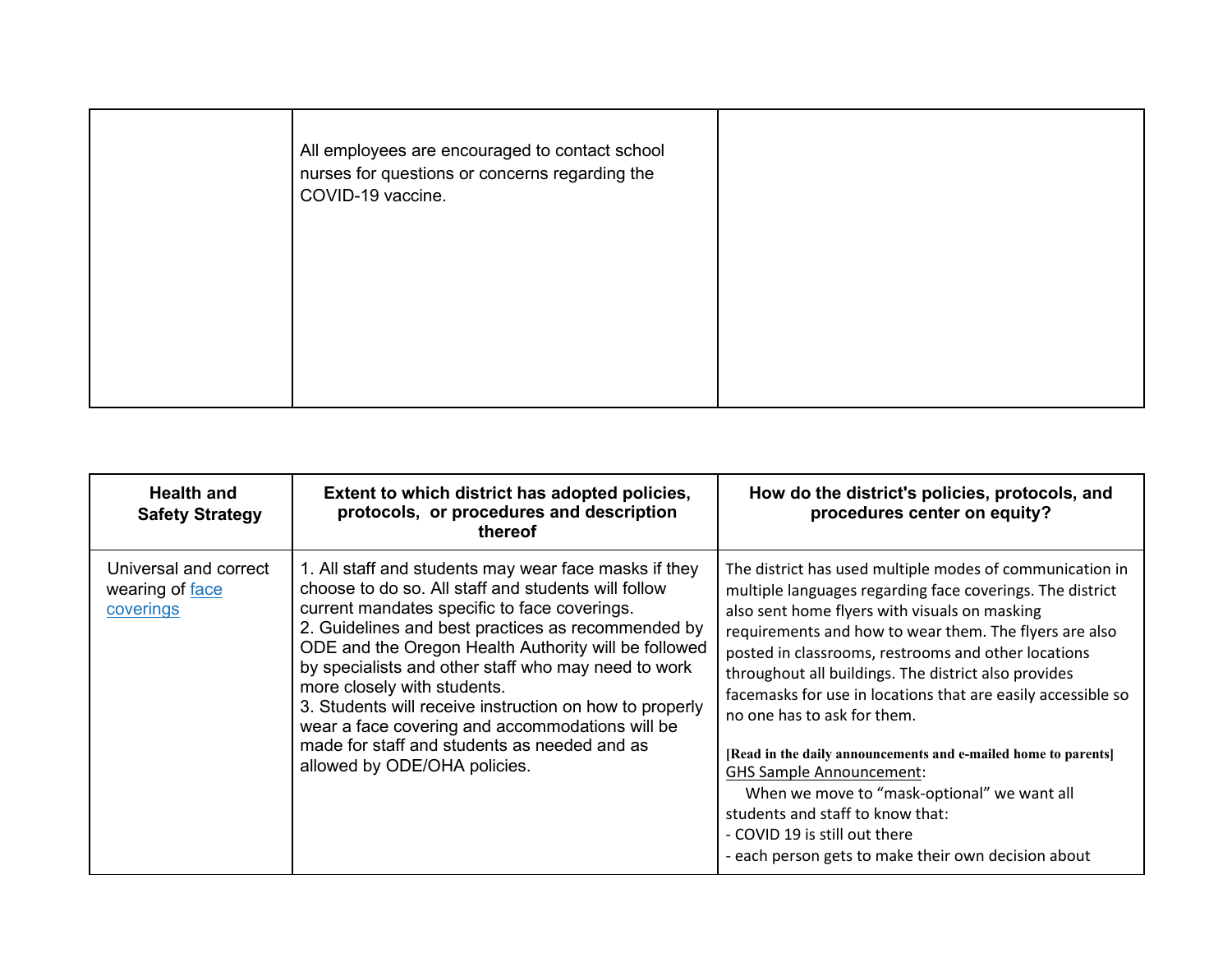| | | |
|---|---|---|
| | All employees are encouraged to contact school nurses for questions or concerns regarding the COVID-19 vaccine. | |

| Health and Safety Strategy | Extent to which district has adopted policies, protocols, or procedures and description thereof | How do the district's policies, protocols, and procedures center on equity? |
|---|---|---|
| Universal and correct wearing of face coverings | 1. All staff and students may wear face masks if they choose to do so. All staff and students will follow current mandates specific to face coverings.<br>2. Guidelines and best practices as recommended by ODE and the Oregon Health Authority will be followed by specialists and other staff who may need to work more closely with students.<br>3. Students will receive instruction on how to properly wear a face covering and accommodations will be made for staff and students as needed and as allowed by ODE/OHA policies. | The district has used multiple modes of communication in multiple languages regarding face coverings. The district also sent home flyers with visuals on masking requirements and how to wear them. The flyers are also posted in classrooms, restrooms and other locations throughout all buildings. The district also provides facemasks for use in locations that are easily accessible so no one has to ask for them.<br><br>**[Read in the daily announcements and e-mailed home to parents]**<br>GHS Sample Announcement:<br>When we move to "mask-optional" we want all students and staff to know that:<br>- COVID 19 is still out there<br>- each person gets to make their own decision about |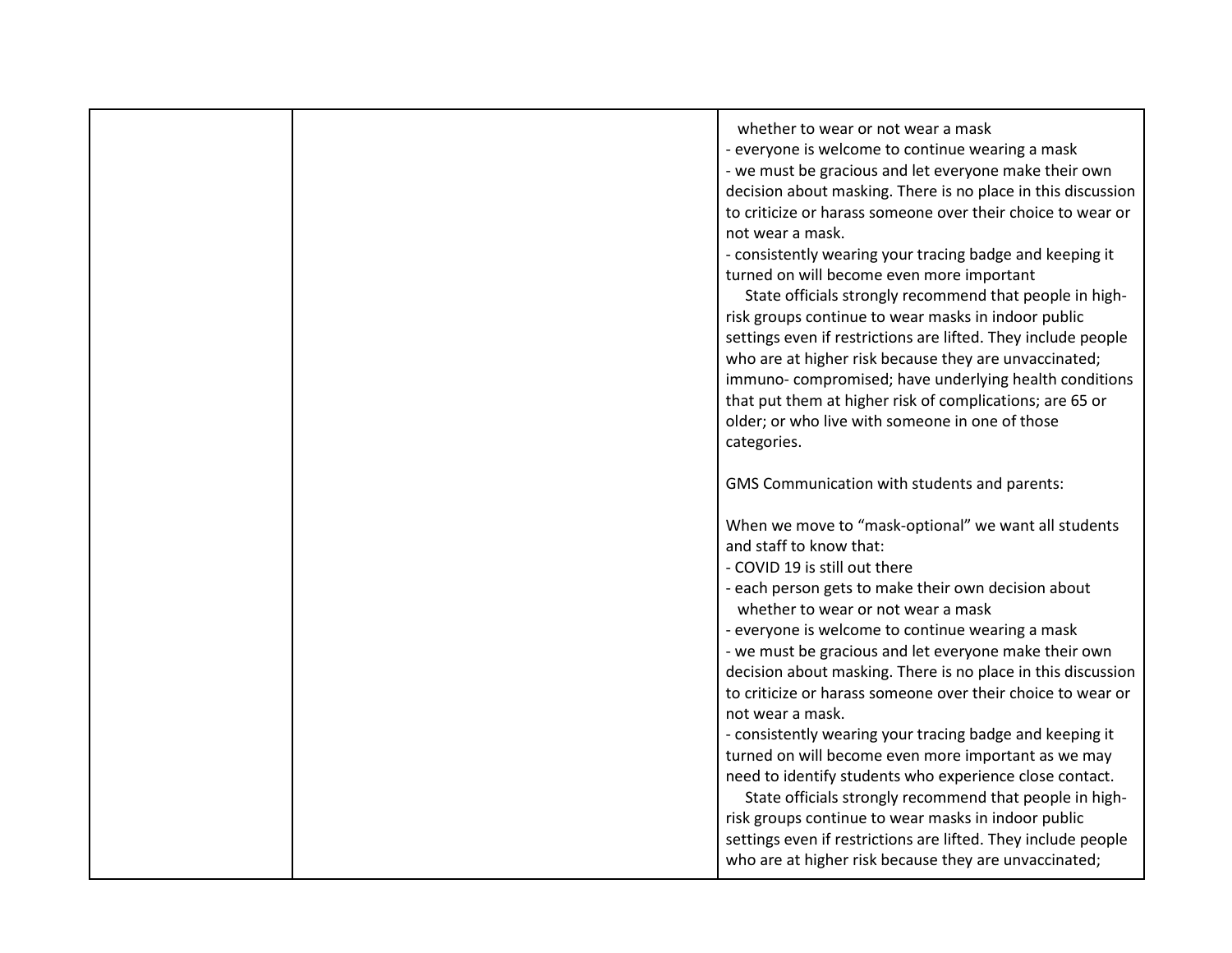| | | whether to wear or not wear a mask<br>- everyone is welcome to continue wearing a mask<br>- we must be gracious and let everyone make their own decision about masking. There is no place in this discussion to criticize or harass someone over their choice to wear or not wear a mask.<br>- consistently wearing your tracing badge and keeping it turned on will become even more important<br>State officials strongly recommend that people in high-risk groups continue to wear masks in indoor public settings even if restrictions are lifted. They include people who are at higher risk because they are unvaccinated; immuno- compromised; have underlying health conditions that put them at higher risk of complications; are 65 or older; or who live with someone in one of those categories.<br><br>GMS Communication with students and parents:<br><br>When we move to "mask-optional" we want all students and staff to know that:<br>- COVID 19 is still out there<br>- each person gets to make their own decision about whether to wear or not wear a mask<br>- everyone is welcome to continue wearing a mask<br>- we must be gracious and let everyone make their own decision about masking. There is no place in this discussion to criticize or harass someone over their choice to wear or not wear a mask.<br>- consistently wearing your tracing badge and keeping it turned on will become even more important as we may need to identify students who experience close contact.<br>State officials strongly recommend that people in high-risk groups continue to wear masks in indoor public settings even if restrictions are lifted. They include people who are at higher risk because they are unvaccinated; |
|---|---|---|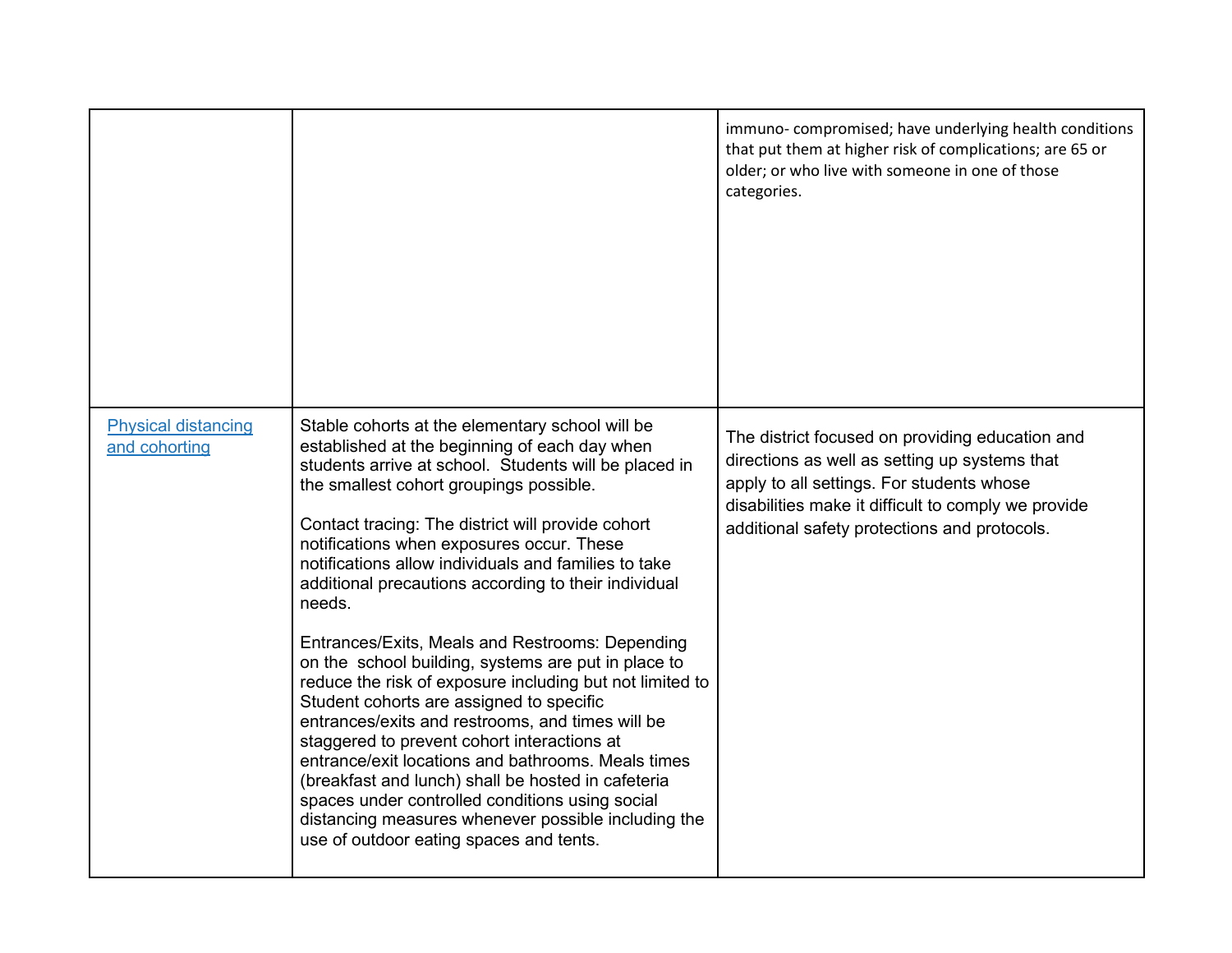| | | |
|---|---|---|
| | | immuno- compromised; have underlying health conditions that put them at higher risk of complications; are 65 or older; or who live with someone in one of those categories. |
| Physical distancing and cohorting | Stable cohorts at the elementary school will be established at the beginning of each day when students arrive at school. Students will be placed in the smallest cohort groupings possible.<br><br>Contact tracing: The district will provide cohort notifications when exposures occur. These notifications allow individuals and families to take additional precautions according to their individual needs.<br><br>Entrances/Exits, Meals and Restrooms: Depending on the school building, systems are put in place to reduce the risk of exposure including but not limited to Student cohorts are assigned to specific entrances/exits and restrooms, and times will be staggered to prevent cohort interactions at entrance/exit locations and bathrooms. Meals times (breakfast and lunch) shall be hosted in cafeteria spaces under controlled conditions using social distancing measures whenever possible including the use of outdoor eating spaces and tents. | The district focused on providing education and directions as well as setting up systems that apply to all settings. For students whose disabilities make it difficult to comply we provide additional safety protections and protocols. |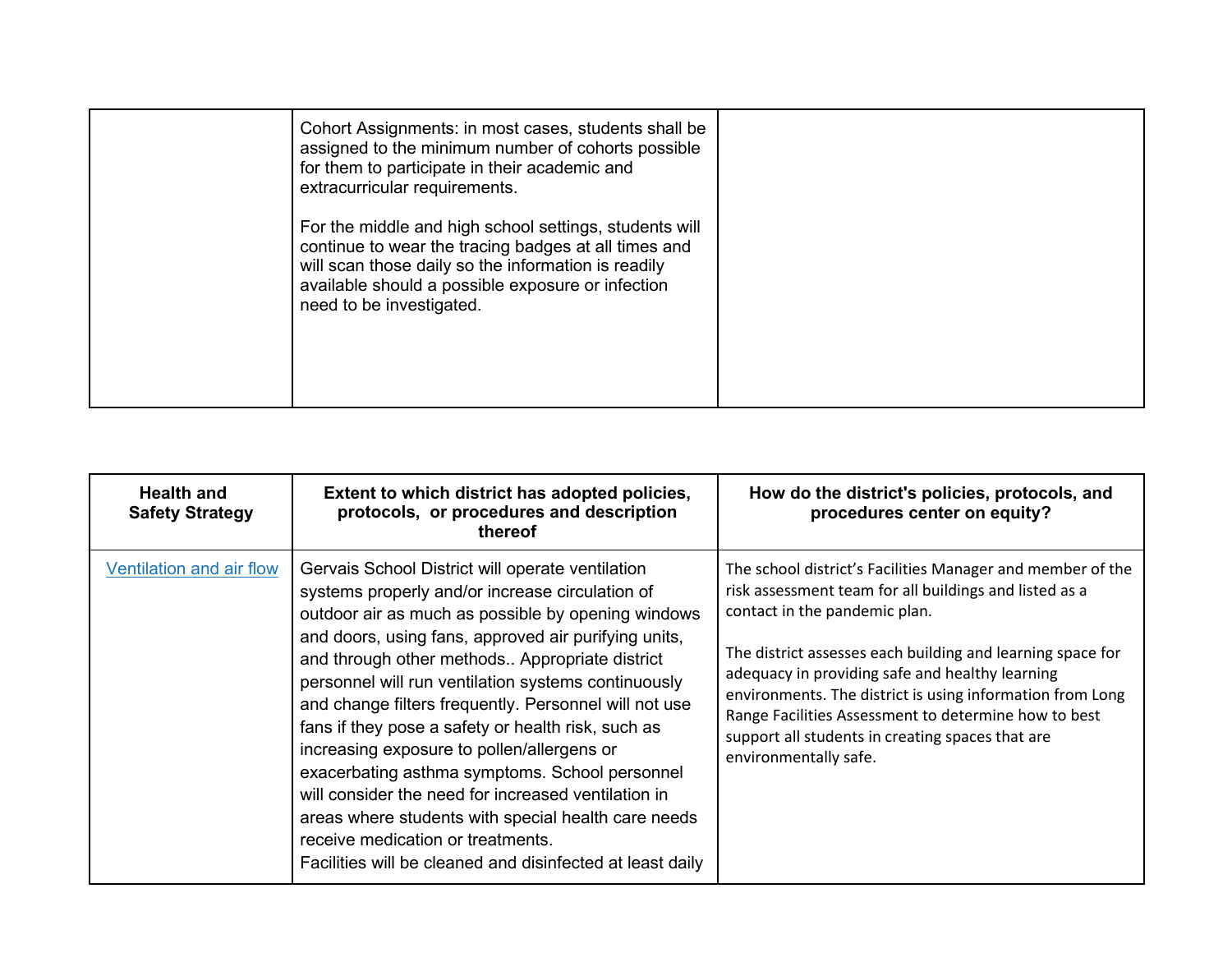| | | |
|---|---|---|
| | Cohort Assignments: in most cases, students shall be assigned to the minimum number of cohorts possible for them to participate in their academic and extracurricular requirements.<br><br>For the middle and high school settings, students will continue to wear the tracing badges at all times and will scan those daily so the information is readily available should a possible exposure or infection need to be investigated. | |

| Health and Safety Strategy | Extent to which district has adopted policies, protocols, or procedures and description thereof | How do the district's policies, protocols, and procedures center on equity? |
|---|---|---|
| [Ventilation and air flow]() | Gervais School District will operate ventilation systems properly and/or increase circulation of outdoor air as much as possible by opening windows and doors, using fans, approved air purifying units, and through other methods.. Appropriate district personnel will run ventilation systems continuously and change filters frequently. Personnel will not use fans if they pose a safety or health risk, such as increasing exposure to pollen/allergens or exacerbating asthma symptoms. School personnel will consider the need for increased ventilation in areas where students with special health care needs receive medication or treatments.<br>Facilities will be cleaned and disinfected at least daily | The school district's Facilities Manager and member of the risk assessment team for all buildings and listed as a contact in the pandemic plan.<br><br>The district assesses each building and learning space for adequacy in providing safe and healthy learning environments. The district is using information from Long Range Facilities Assessment to determine how to best support all students in creating spaces that are environmentally safe. |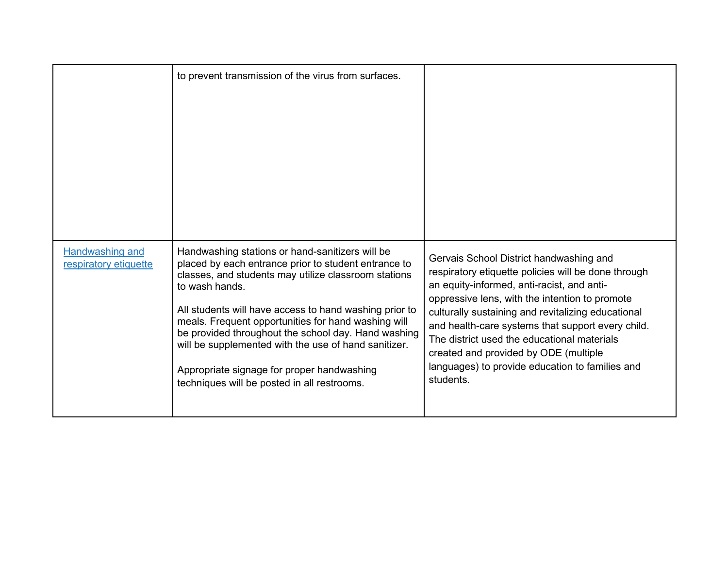| | | |
|---|---|---|
| | to prevent transmission of the virus from surfaces. | |
| Handwashing and respiratory etiquette | Handwashing stations or hand-sanitizers will be placed by each entrance prior to student entrance to classes, and students may utilize classroom stations to wash hands.<br><br>All students will have access to hand washing prior to meals. Frequent opportunities for hand washing will be provided throughout the school day. Hand washing will be supplemented with the use of hand sanitizer.<br><br>Appropriate signage for proper handwashing techniques will be posted in all restrooms. | Gervais School District handwashing and respiratory etiquette policies will be done through an equity-informed, anti-racist, and anti-oppressive lens, with the intention to promote culturally sustaining and revitalizing educational and health-care systems that support every child. The district used the educational materials created and provided by ODE (multiple languages) to provide education to families and students. |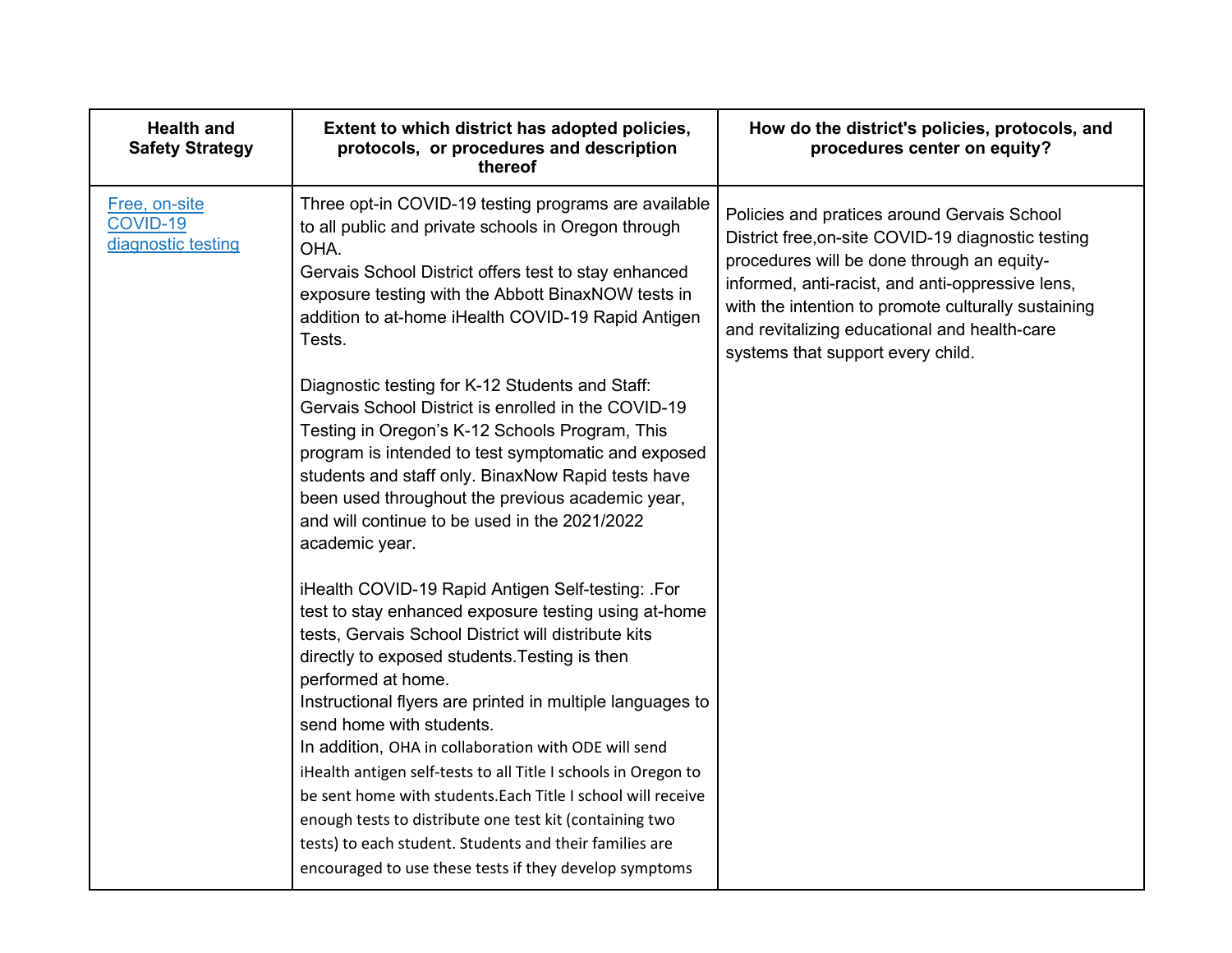| Health and Safety Strategy | Extent to which district has adopted policies, protocols, or procedures and description thereof | How do the district's policies, protocols, and procedures center on equity? |
|---|---|---|
| [Free, on-site COVID-19 diagnostic testing]() | Three opt-in COVID-19 testing programs are available to all public and private schools in Oregon through OHA.<br>Gervais School District offers test to stay enhanced exposure testing with the Abbott BinaxNOW tests in addition to at-home iHealth COVID-19 Rapid Antigen Tests.<br><br>Diagnostic testing for K-12 Students and Staff: Gervais School District is enrolled in the COVID-19 Testing in Oregon's K-12 Schools Program, This program is intended to test symptomatic and exposed students and staff only. BinaxNow Rapid tests have been used throughout the previous academic year, and will continue to be used in the 2021/2022 academic year.<br><br>iHealth COVID-19 Rapid Antigen Self-testing: .For test to stay enhanced exposure testing using at-home tests, Gervais School District will distribute kits directly to exposed students.Testing is then performed at home.<br>Instructional flyers are printed in multiple languages to send home with students.<br>In addition, OHA in collaboration with ODE will send iHealth antigen self-tests to all Title I schools in Oregon to be sent home with students.Each Title I school will receive enough tests to distribute one test kit (containing two tests) to each student. Students and their families are encouraged to use these tests if they develop symptoms | Policies and pratices around Gervais School District free,on-site COVID-19 diagnostic testing procedures will be done through an equity-informed, anti-racist, and anti-oppressive lens, with the intention to promote culturally sustaining and revitalizing educational and health-care systems that support every child. |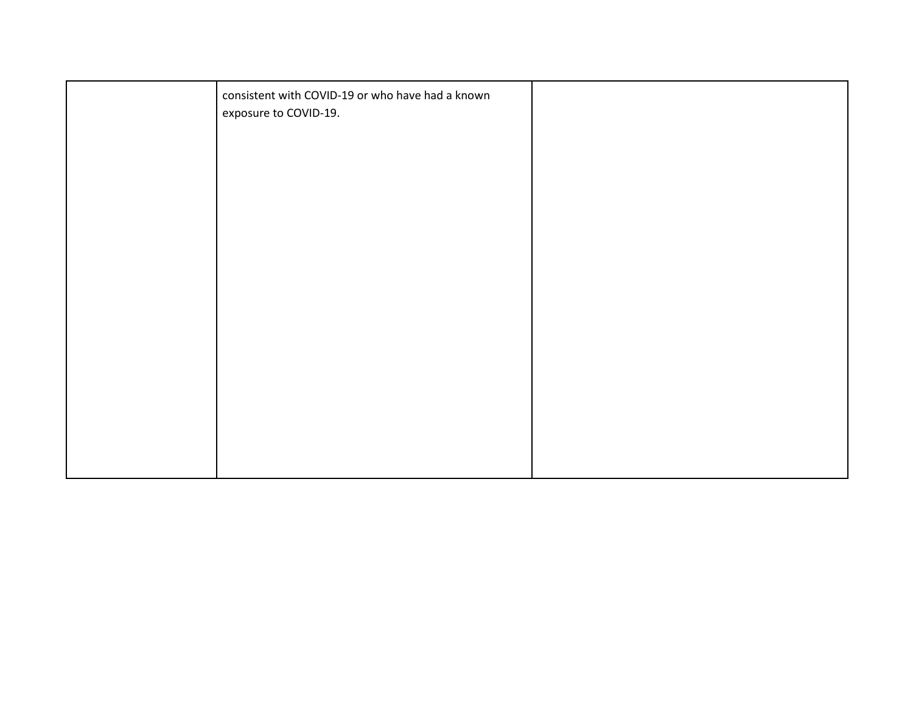|  |  |  |
|---|---|---|
|  | consistent with COVID-19 or who have had a known exposure to COVID-19. |  |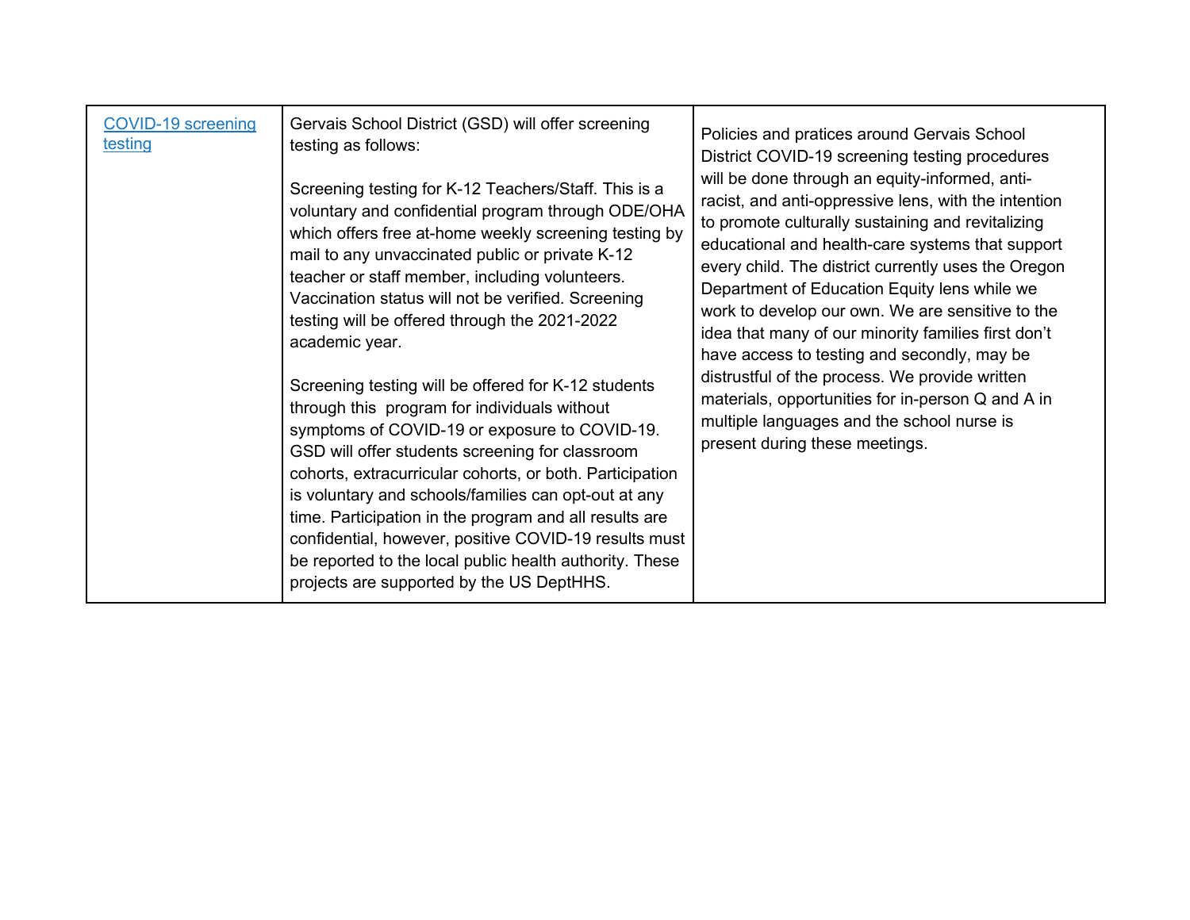| | | |
|---|---|---|
| [COVID-19 screening testing]() | Gervais School District (GSD) will offer screening testing as follows:<br><br>Screening testing for K-12 Teachers/Staff. This is a voluntary and confidential program through ODE/OHA which offers free at-home weekly screening testing by mail to any unvaccinated public or private K-12 teacher or staff member, including volunteers. Vaccination status will not be verified. Screening testing will be offered through the 2021-2022 academic year.<br><br>Screening testing will be offered for K-12 students through this  program for individuals without symptoms of COVID-19 or exposure to COVID-19. GSD will offer students screening for classroom cohorts, extracurricular cohorts, or both. Participation is voluntary and schools/families can opt-out at any time. Participation in the program and all results are confidential, however, positive COVID-19 results must be reported to the local public health authority. These projects are supported by the US DeptHHS. | Policies and pratices around Gervais School District COVID-19 screening testing procedures will be done through an equity-informed, anti-racist, and anti-oppressive lens, with the intention to promote culturally sustaining and revitalizing educational and health-care systems that support every child. The district currently uses the Oregon Department of Education Equity lens while we work to develop our own. We are sensitive to the idea that many of our minority families first don't have access to testing and secondly, may be distrustful of the process. We provide written materials, opportunities for in-person Q and A in multiple languages and the school nurse is present during these meetings. |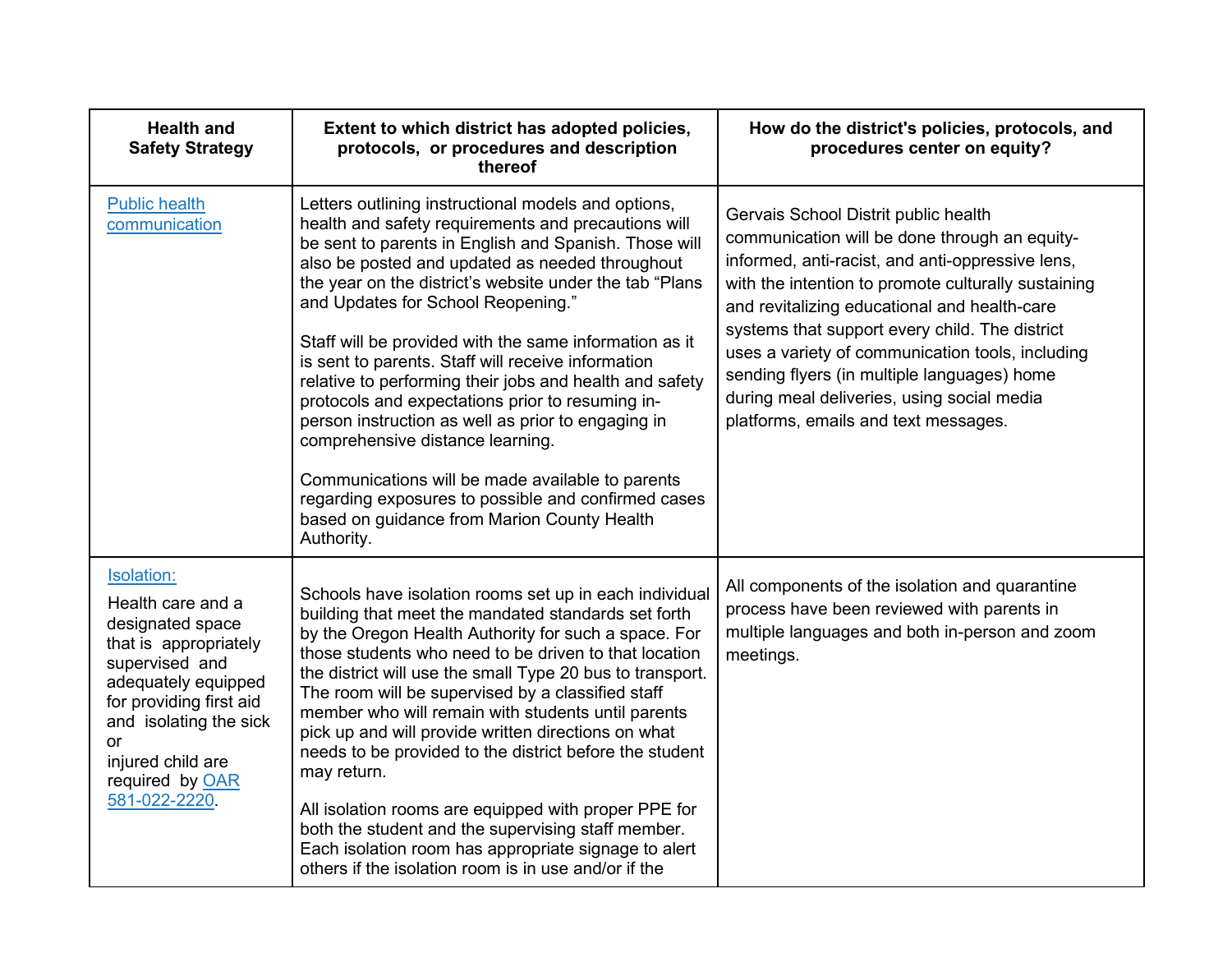| Health and Safety Strategy | Extent to which district has adopted policies, protocols, or procedures and description thereof | How do the district's policies, protocols, and procedures center on equity? |
|---|---|---|
| Public health communication | Letters outlining instructional models and options, health and safety requirements and precautions will be sent to parents in English and Spanish. Those will also be posted and updated as needed throughout the year on the district's website under the tab "Plans and Updates for School Reopening."<br><br>Staff will be provided with the same information as it is sent to parents. Staff will receive information relative to performing their jobs and health and safety protocols and expectations prior to resuming in-person instruction as well as prior to engaging in comprehensive distance learning.<br><br>Communications will be made available to parents regarding exposures to possible and confirmed cases based on guidance from Marion County Health Authority. | Gervais School Distrit public health communication will be done through an equity-informed, anti-racist, and anti-oppressive lens, with the intention to promote culturally sustaining and revitalizing educational and health-care systems that support every child. The district uses a variety of communication tools, including sending flyers (in multiple languages) home during meal deliveries, using social media platforms, emails and text messages. |
| Isolation:<br>Health care and a designated space that is appropriately supervised and adequately equipped for providing first aid and isolating the sick or injured child are required by OAR 581-022-2220. | Schools have isolation rooms set up in each individual building that meet the mandated standards set forth by the Oregon Health Authority for such a space. For those students who need to be driven to that location the district will use the small Type 20 bus to transport. The room will be supervised by a classified staff member who will remain with students until parents pick up and will provide written directions on what needs to be provided to the district before the student may return.<br><br>All isolation rooms are equipped with proper PPE for both the student and the supervising staff member. Each isolation room has appropriate signage to alert others if the isolation room is in use and/or if the | All components of the isolation and quarantine process have been reviewed with parents in multiple languages and both in-person and zoom meetings. |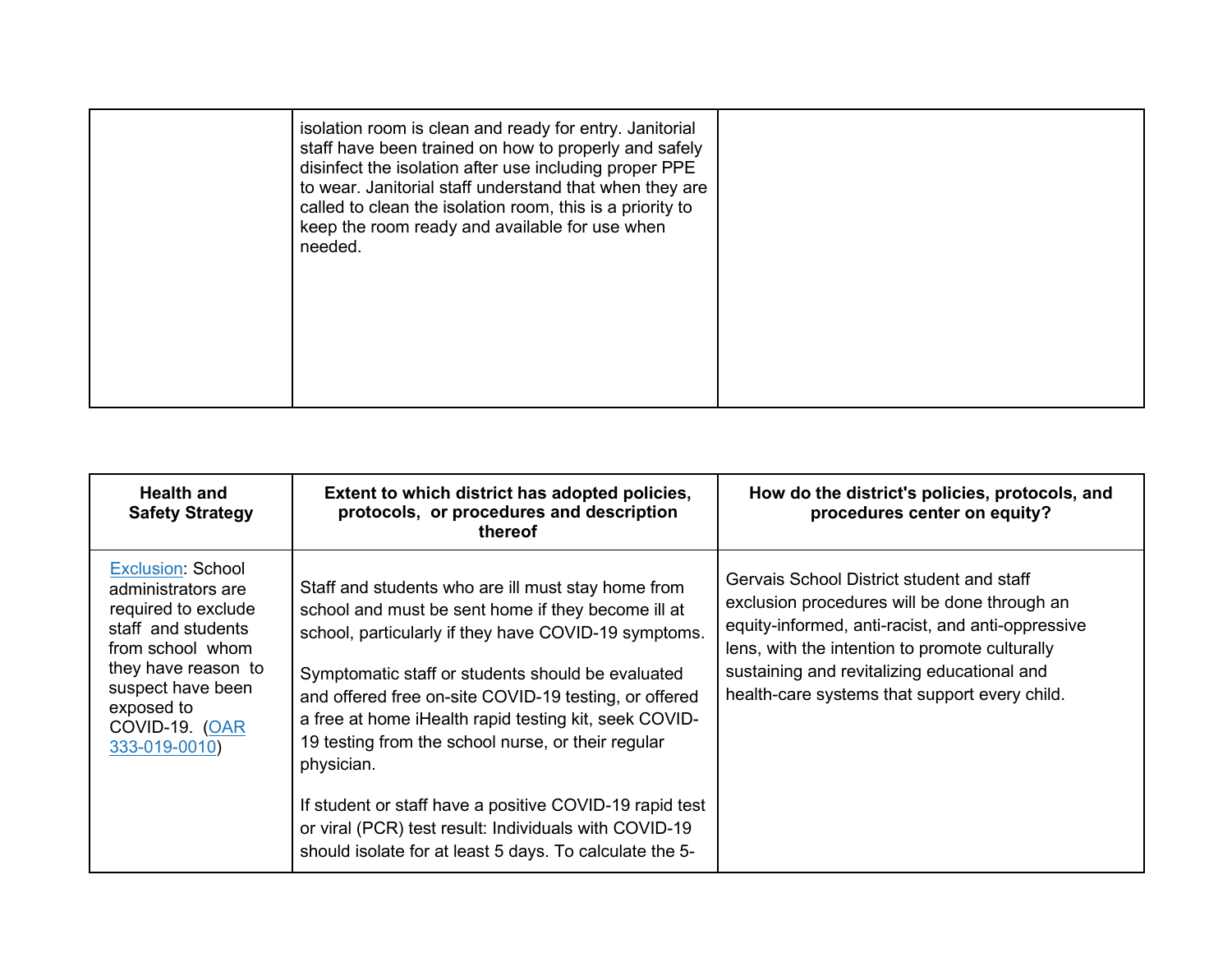| | | |
|---|---|---|
| | isolation room is clean and ready for entry. Janitorial staff have been trained on how to properly and safely disinfect the isolation after use including proper PPE to wear. Janitorial staff understand that when they are called to clean the isolation room, this is a priority to keep the room ready and available for use when needed. | |

| Health and Safety Strategy | Extent to which district has adopted policies, protocols, or procedures and description thereof | How do the district's policies, protocols, and procedures center on equity? |
|---|---|---|
| Exclusion: School administrators are required to exclude staff and students from school whom they have reason to suspect have been exposed to COVID-19. (OAR 333-019-0010) | Staff and students who are ill must stay home from school and must be sent home if they become ill at school, particularly if they have COVID-19 symptoms.<br><br>Symptomatic staff or students should be evaluated and offered free on-site COVID-19 testing, or offered a free at home iHealth rapid testing kit, seek COVID-19 testing from the school nurse, or their regular physician.<br><br>If student or staff have a positive COVID-19 rapid test or viral (PCR) test result: Individuals with COVID-19 should isolate for at least 5 days. To calculate the 5- | Gervais School District student and staff exclusion procedures will be done through an equity-informed, anti-racist, and anti-oppressive lens, with the intention to promote culturally sustaining and revitalizing educational and health-care systems that support every child. |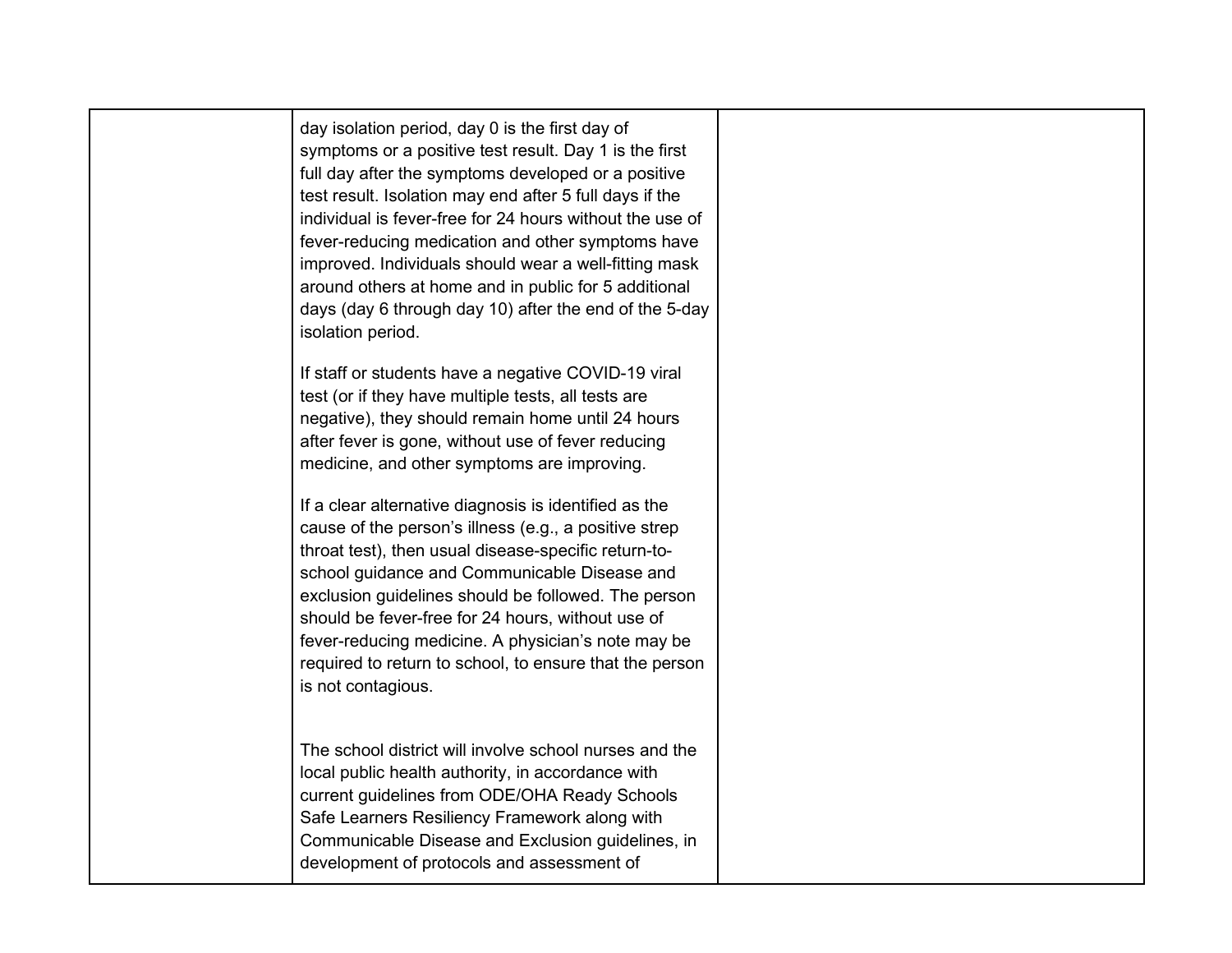| | | |
|---|---|---|
| | day isolation period, day 0 is the first day of symptoms or a positive test result. Day 1 is the first full day after the symptoms developed or a positive test result. Isolation may end after 5 full days if the individual is fever-free for 24 hours without the use of fever-reducing medication and other symptoms have improved. Individuals should wear a well-fitting mask around others at home and in public for 5 additional days (day 6 through day 10) after the end of the 5-day isolation period.<br><br>If staff or students have a negative COVID-19 viral test (or if they have multiple tests, all tests are negative), they should remain home until 24 hours after fever is gone, without use of fever reducing medicine, and other symptoms are improving.<br><br>If a clear alternative diagnosis is identified as the cause of the person's illness (e.g., a positive strep throat test), then usual disease-specific return-to-school guidance and Communicable Disease and exclusion guidelines should be followed. The person should be fever-free for 24 hours, without use of fever-reducing medicine. A physician's note may be required to return to school, to ensure that the person is not contagious.<br><br>The school district will involve school nurses and the local public health authority, in accordance with current guidelines from ODE/OHA Ready Schools Safe Learners Resiliency Framework along with Communicable Disease and Exclusion guidelines, in development of protocols and assessment of | |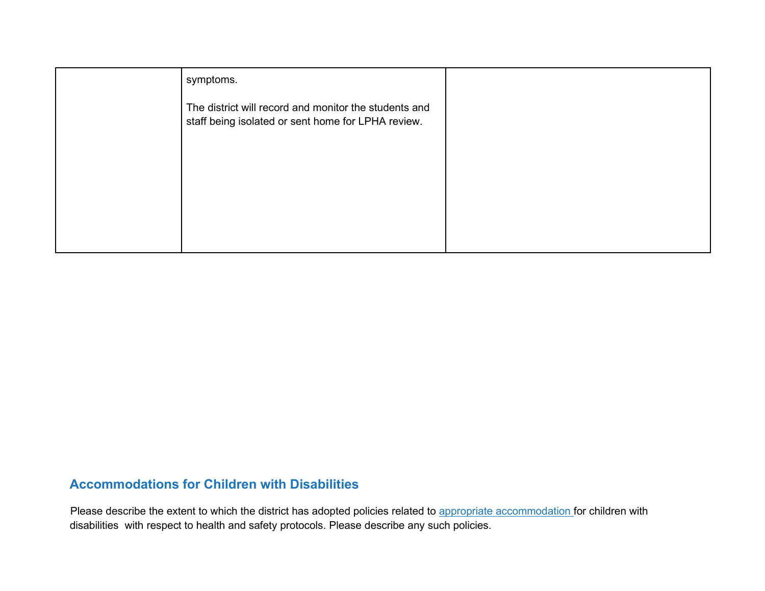|  |  |  |
| --- | --- | --- |
|  | symptoms.<br><br>The district will record and monitor the students and staff being isolated or sent home for LPHA review. |  |

## Accommodations for Children with Disabilities

Please describe the extent to which the district has adopted policies related to appropriate accommodation for children with disabilities with respect to health and safety protocols. Please describe any such policies.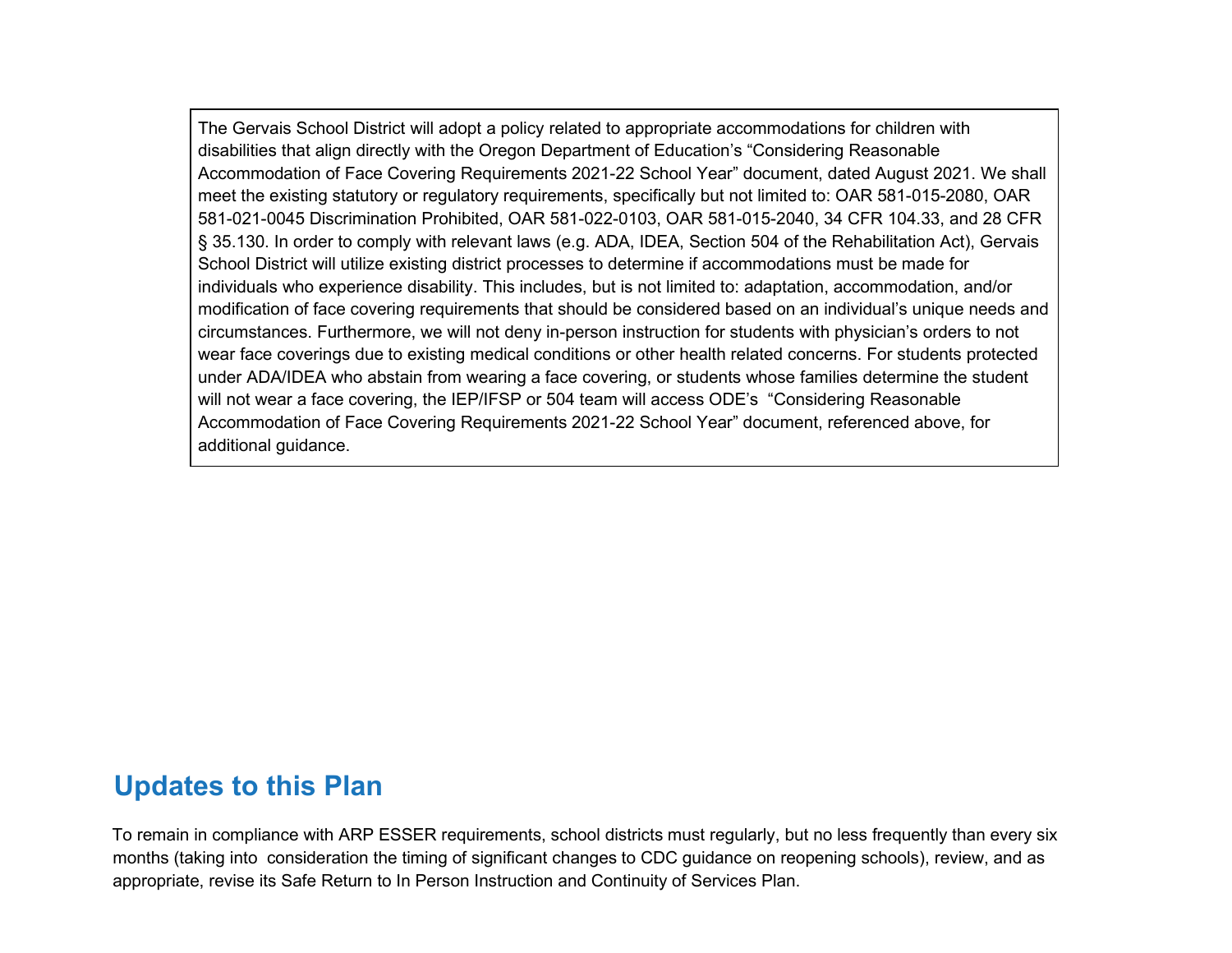The Gervais School District will adopt a policy related to appropriate accommodations for children with disabilities that align directly with the Oregon Department of Education's "Considering Reasonable Accommodation of Face Covering Requirements 2021-22 School Year" document, dated August 2021. We shall meet the existing statutory or regulatory requirements, specifically but not limited to: OAR 581-015-2080, OAR 581-021-0045 Discrimination Prohibited, OAR 581-022-0103, OAR 581-015-2040, 34 CFR 104.33, and 28 CFR § 35.130. In order to comply with relevant laws (e.g. ADA, IDEA, Section 504 of the Rehabilitation Act), Gervais School District will utilize existing district processes to determine if accommodations must be made for individuals who experience disability. This includes, but is not limited to: adaptation, accommodation, and/or modification of face covering requirements that should be considered based on an individual's unique needs and circumstances. Furthermore, we will not deny in-person instruction for students with physician's orders to not wear face coverings due to existing medical conditions or other health related concerns. For students protected under ADA/IDEA who abstain from wearing a face covering, or students whose families determine the student will not wear a face covering, the IEP/IFSP or 504 team will access ODE's "Considering Reasonable Accommodation of Face Covering Requirements 2021-22 School Year" document, referenced above, for additional guidance.

## Updates to this Plan

To remain in compliance with ARP ESSER requirements, school districts must regularly, but no less frequently than every six months (taking into consideration the timing of significant changes to CDC guidance on reopening schools), review, and as appropriate, revise its Safe Return to In Person Instruction and Continuity of Services Plan.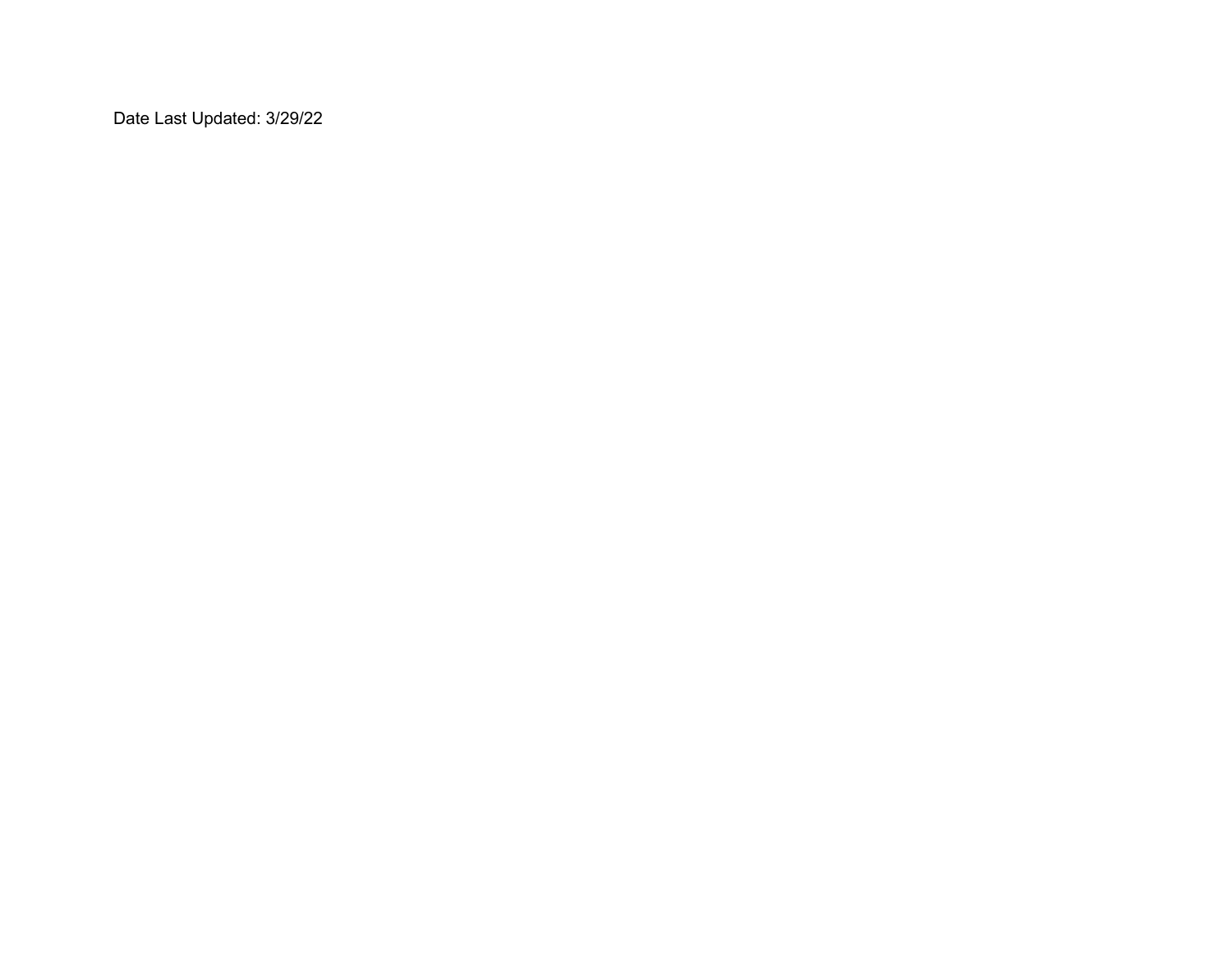Date Last Updated: 3/29/22